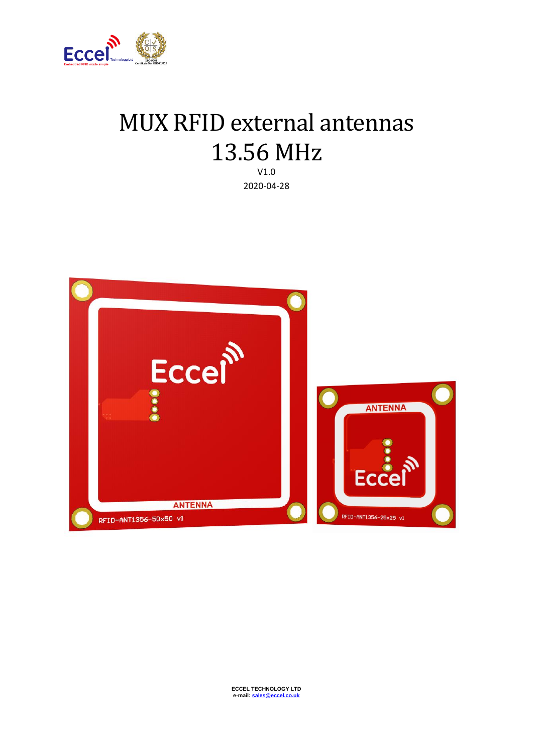# MUX RFID external antennas 13.56 MHz

V1.0

2020-04-28

ECCEL TECHNOLOGY LTD
e-mail: sales@eccel.co.uk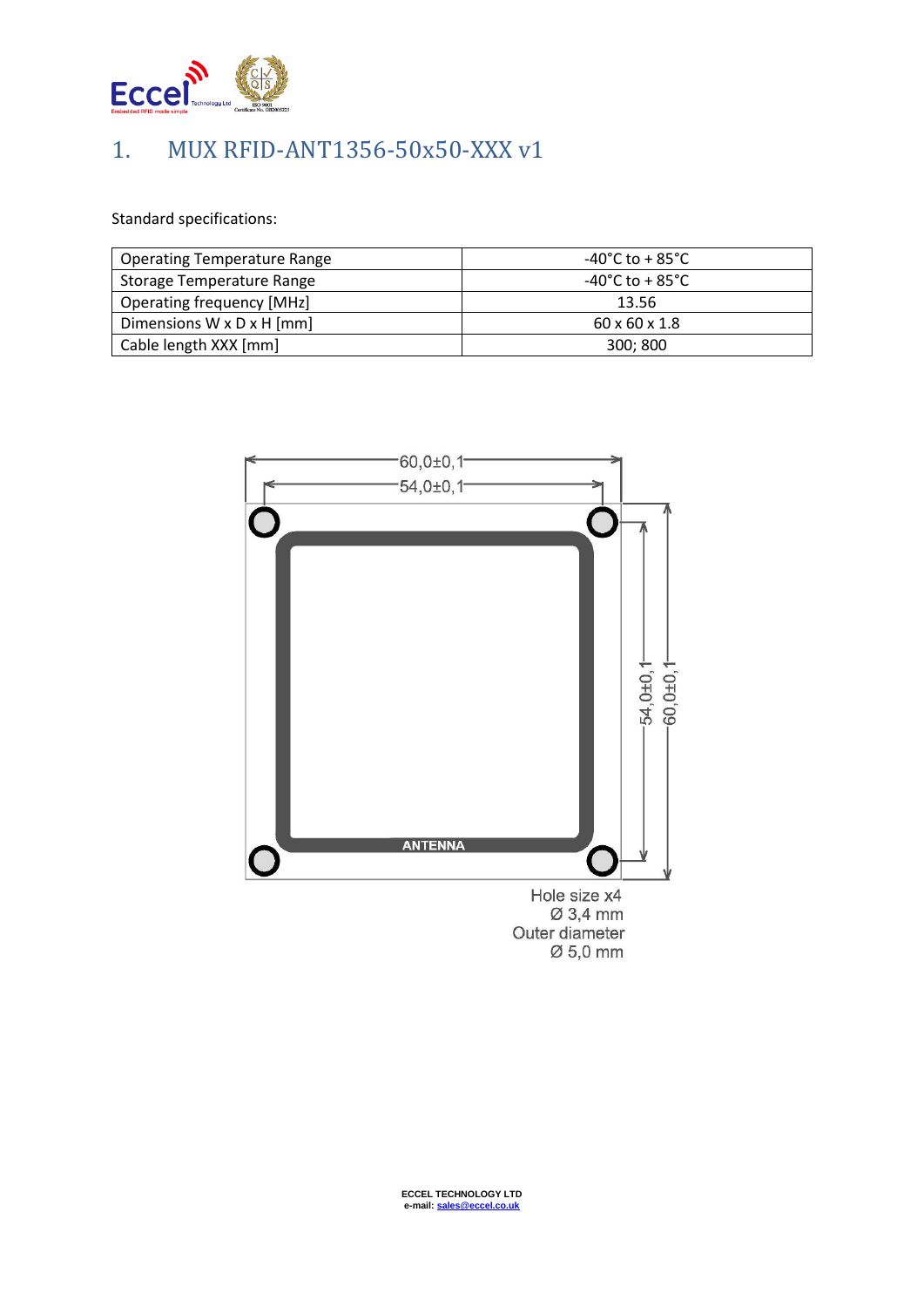# 1. MUX RFID-ANT1356-50x50-XXX v1

Standard specifications:

| Operating Temperature Range | -40°C to + 85°C |
|---|---|
| Storage Temperature Range | -40°C to + 85°C |
| Operating frequency [MHz] | 13.56 |
| Dimensions W x D x H [mm] | 60 x 60 x 1.8 |
| Cable length XXX [mm] | 300; 800 |

60,0±0,1

54,0±0,1

ANTENNA

54,0±0,1

60,0±0,1

Hole size x4
Ø 3,4 mm
Outer diameter
Ø 5,0 mm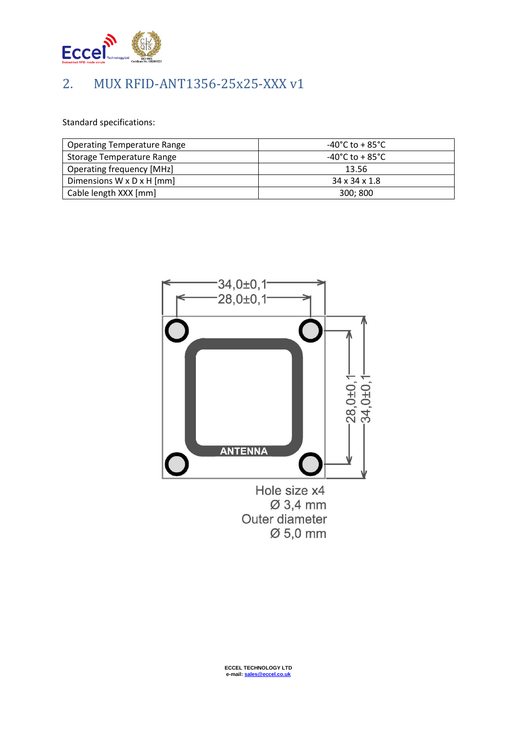## 2. MUX RFID-ANT1356-25x25-XXX v1

Standard specifications:

| | |
|---|---|
| Operating Temperature Range | -40°C to + 85°C |
| Storage Temperature Range | -40°C to + 85°C |
| Operating frequency [MHz] | 13.56 |
| Dimensions W x D x H [mm] | 34 x 34 x 1.8 |
| Cable length XXX [mm] | 300; 800 |

34,0±0,1
28,0±0,1
28,0±0,1
34,0±0,1
ANTENNA
Hole size x4
Ø 3,4 mm
Outer diameter
Ø 5,0 mm

ECCEL TECHNOLOGY LTD
e-mail: sales@eccel.co.uk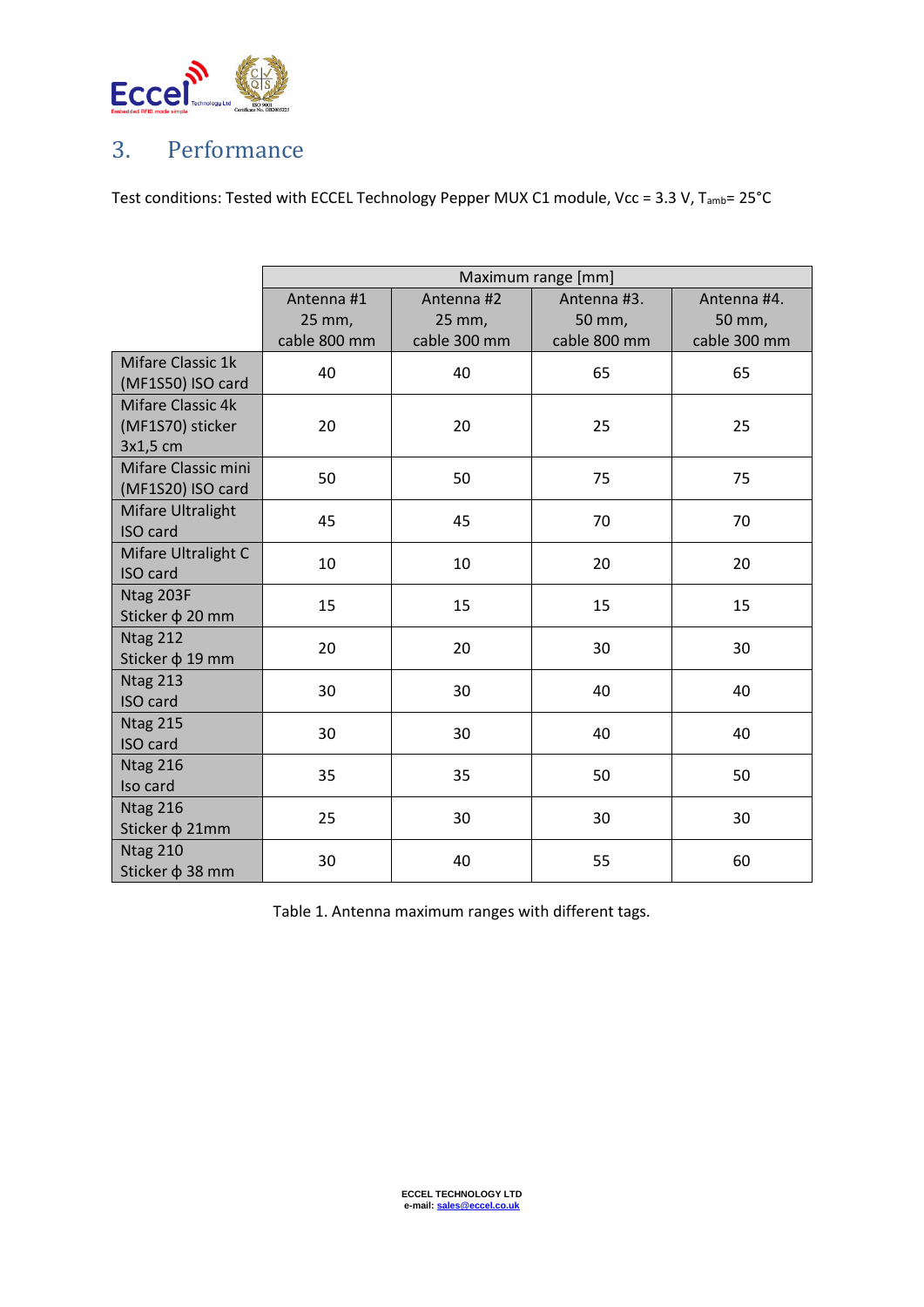# 3. Performance

Test conditions: Tested with ECCEL Technology Pepper MUX C1 module, Vcc = 3.3 V, $T_{amb}$= 25°C

| | Maximum range [mm] | | | |
|---|---|---|---|---|
| | Antenna #1 25 mm, cable 800 mm | Antenna #2 25 mm, cable 300 mm | Antenna #3. 50 mm, cable 800 mm | Antenna #4. 50 mm, cable 300 mm |
| Mifare Classic 1k (MF1S50) ISO card | 40 | 40 | 65 | 65 |
| Mifare Classic 4k (MF1S70) sticker 3x1,5 cm | 20 | 20 | 25 | 25 |
| Mifare Classic mini (MF1S20) ISO card | 50 | 50 | 75 | 75 |
| Mifare Ultralight ISO card | 45 | 45 | 70 | 70 |
| Mifare Ultralight C ISO card | 10 | 10 | 20 | 20 |
| Ntag 203F Sticker ϕ 20 mm | 15 | 15 | 15 | 15 |
| Ntag 212 Sticker ϕ 19 mm | 20 | 20 | 30 | 30 |
| Ntag 213 ISO card | 30 | 30 | 40 | 40 |
| Ntag 215 ISO card | 30 | 30 | 40 | 40 |
| Ntag 216 Iso card | 35 | 35 | 50 | 50 |
| Ntag 216 Sticker ϕ 21mm | 25 | 30 | 30 | 30 |
| Ntag 210 Sticker ϕ 38 mm | 30 | 40 | 55 | 60 |

Table 1. Antenna maximum ranges with different tags.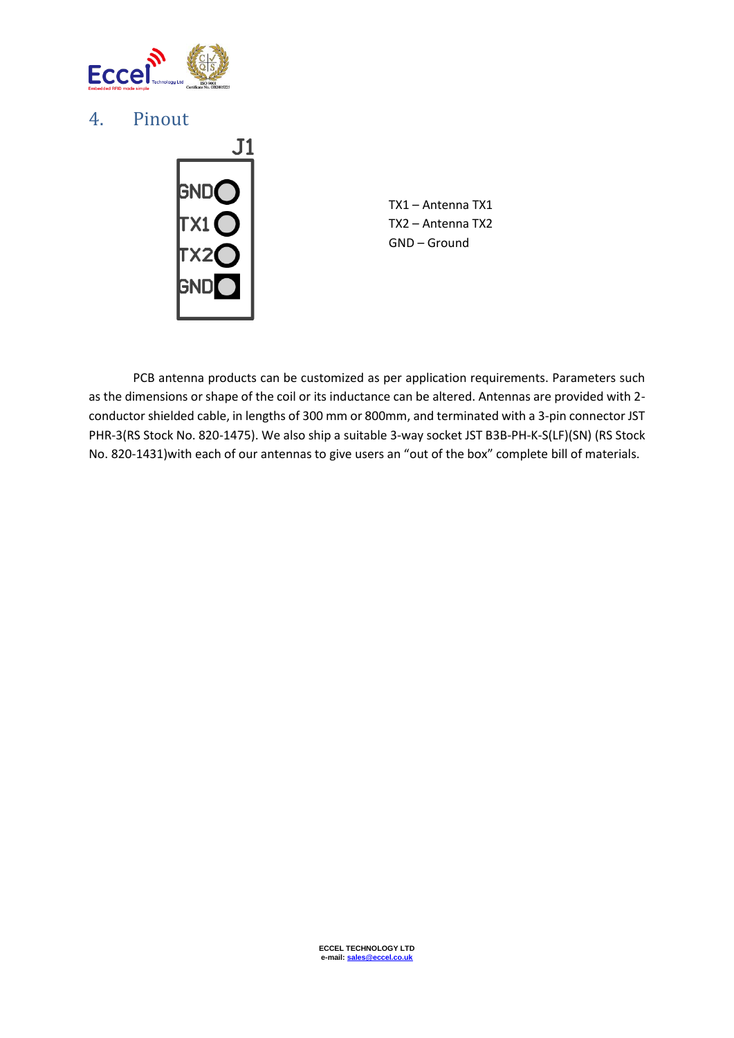## 4. Pinout

J1

GND
TX1
TX2
GND

TX1 – Antenna TX1
TX2 – Antenna TX2
GND – Ground

PCB antenna products can be customized as per application requirements. Parameters such as the dimensions or shape of the coil or its inductance can be altered. Antennas are provided with 2-conductor shielded cable, in lengths of 300 mm or 800mm, and terminated with a 3-pin connector JST PHR-3(RS Stock No. 820-1475). We also ship a suitable 3-way socket JST B3B-PH-K-S(LF)(SN) (RS Stock No. 820-1431)with each of our antennas to give users an "out of the box" complete bill of materials.